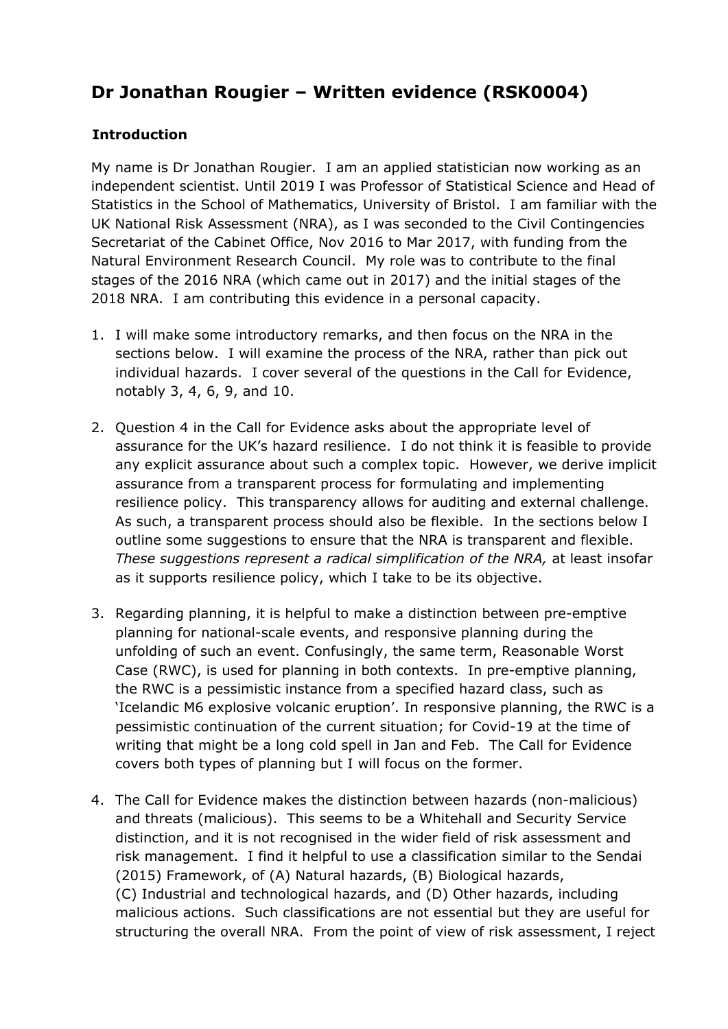# Dr Jonathan Rougier – Written evidence (RSK0004)

## Introduction

My name is Dr Jonathan Rougier. I am an applied statistician now working as an independent scientist. Until 2019 I was Professor of Statistical Science and Head of Statistics in the School of Mathematics, University of Bristol. I am familiar with the UK National Risk Assessment (NRA), as I was seconded to the Civil Contingencies Secretariat of the Cabinet Office, Nov 2016 to Mar 2017, with funding from the Natural Environment Research Council. My role was to contribute to the final stages of the 2016 NRA (which came out in 2017) and the initial stages of the 2018 NRA. I am contributing this evidence in a personal capacity.

1. I will make some introductory remarks, and then focus on the NRA in the sections below. I will examine the process of the NRA, rather than pick out individual hazards. I cover several of the questions in the Call for Evidence, notably 3, 4, 6, 9, and 10.

2. Question 4 in the Call for Evidence asks about the appropriate level of assurance for the UK's hazard resilience. I do not think it is feasible to provide any explicit assurance about such a complex topic. However, we derive implicit assurance from a transparent process for formulating and implementing resilience policy. This transparency allows for auditing and external challenge. As such, a transparent process should also be flexible. In the sections below I outline some suggestions to ensure that the NRA is transparent and flexible. *These suggestions represent a radical simplification of the NRA,* at least insofar as it supports resilience policy, which I take to be its objective.

3. Regarding planning, it is helpful to make a distinction between pre-emptive planning for national-scale events, and responsive planning during the unfolding of such an event. Confusingly, the same term, Reasonable Worst Case (RWC), is used for planning in both contexts. In pre-emptive planning, the RWC is a pessimistic instance from a specified hazard class, such as 'Icelandic M6 explosive volcanic eruption'. In responsive planning, the RWC is a pessimistic continuation of the current situation; for Covid-19 at the time of writing that might be a long cold spell in Jan and Feb. The Call for Evidence covers both types of planning but I will focus on the former.

4. The Call for Evidence makes the distinction between hazards (non-malicious) and threats (malicious). This seems to be a Whitehall and Security Service distinction, and it is not recognised in the wider field of risk assessment and risk management. I find it helpful to use a classification similar to the Sendai (2015) Framework, of (A) Natural hazards, (B) Biological hazards, (C) Industrial and technological hazards, and (D) Other hazards, including malicious actions. Such classifications are not essential but they are useful for structuring the overall NRA. From the point of view of risk assessment, I reject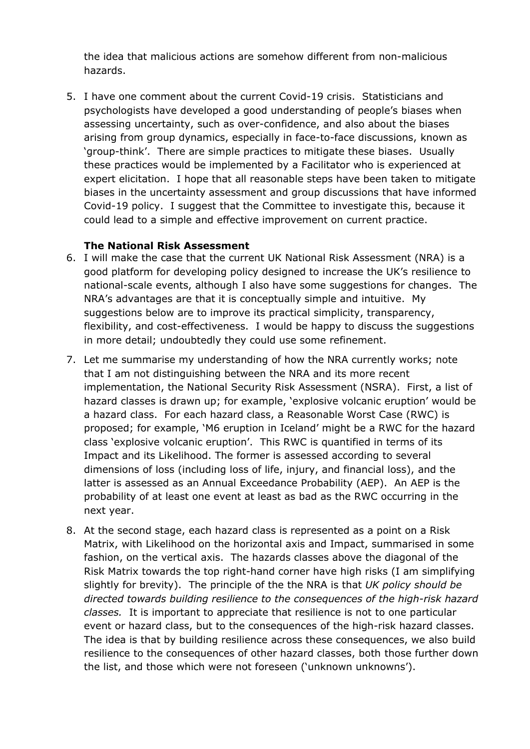the idea that malicious actions are somehow different from non-malicious hazards.

5. I have one comment about the current Covid-19 crisis. Statisticians and psychologists have developed a good understanding of people's biases when assessing uncertainty, such as over-confidence, and also about the biases arising from group dynamics, especially in face-to-face discussions, known as 'group-think'. There are simple practices to mitigate these biases. Usually these practices would be implemented by a Facilitator who is experienced at expert elicitation. I hope that all reasonable steps have been taken to mitigate biases in the uncertainty assessment and group discussions that have informed Covid-19 policy. I suggest that the Committee to investigate this, because it could lead to a simple and effective improvement on current practice.

**The National Risk Assessment**

6. I will make the case that the current UK National Risk Assessment (NRA) is a good platform for developing policy designed to increase the UK's resilience to national-scale events, although I also have some suggestions for changes. The NRA's advantages are that it is conceptually simple and intuitive. My suggestions below are to improve its practical simplicity, transparency, flexibility, and cost-effectiveness. I would be happy to discuss the suggestions in more detail; undoubtedly they could use some refinement.

7. Let me summarise my understanding of how the NRA currently works; note that I am not distinguishing between the NRA and its more recent implementation, the National Security Risk Assessment (NSRA). First, a list of hazard classes is drawn up; for example, 'explosive volcanic eruption' would be a hazard class. For each hazard class, a Reasonable Worst Case (RWC) is proposed; for example, 'M6 eruption in Iceland' might be a RWC for the hazard class 'explosive volcanic eruption'. This RWC is quantified in terms of its Impact and its Likelihood. The former is assessed according to several dimensions of loss (including loss of life, injury, and financial loss), and the latter is assessed as an Annual Exceedance Probability (AEP). An AEP is the probability of at least one event at least as bad as the RWC occurring in the next year.

8. At the second stage, each hazard class is represented as a point on a Risk Matrix, with Likelihood on the horizontal axis and Impact, summarised in some fashion, on the vertical axis. The hazards classes above the diagonal of the Risk Matrix towards the top right-hand corner have high risks (I am simplifying slightly for brevity). The principle of the the NRA is that *UK policy should be directed towards building resilience to the consequences of the high-risk hazard classes.* It is important to appreciate that resilience is not to one particular event or hazard class, but to the consequences of the high-risk hazard classes. The idea is that by building resilience across these consequences, we also build resilience to the consequences of other hazard classes, both those further down the list, and those which were not foreseen ('unknown unknowns').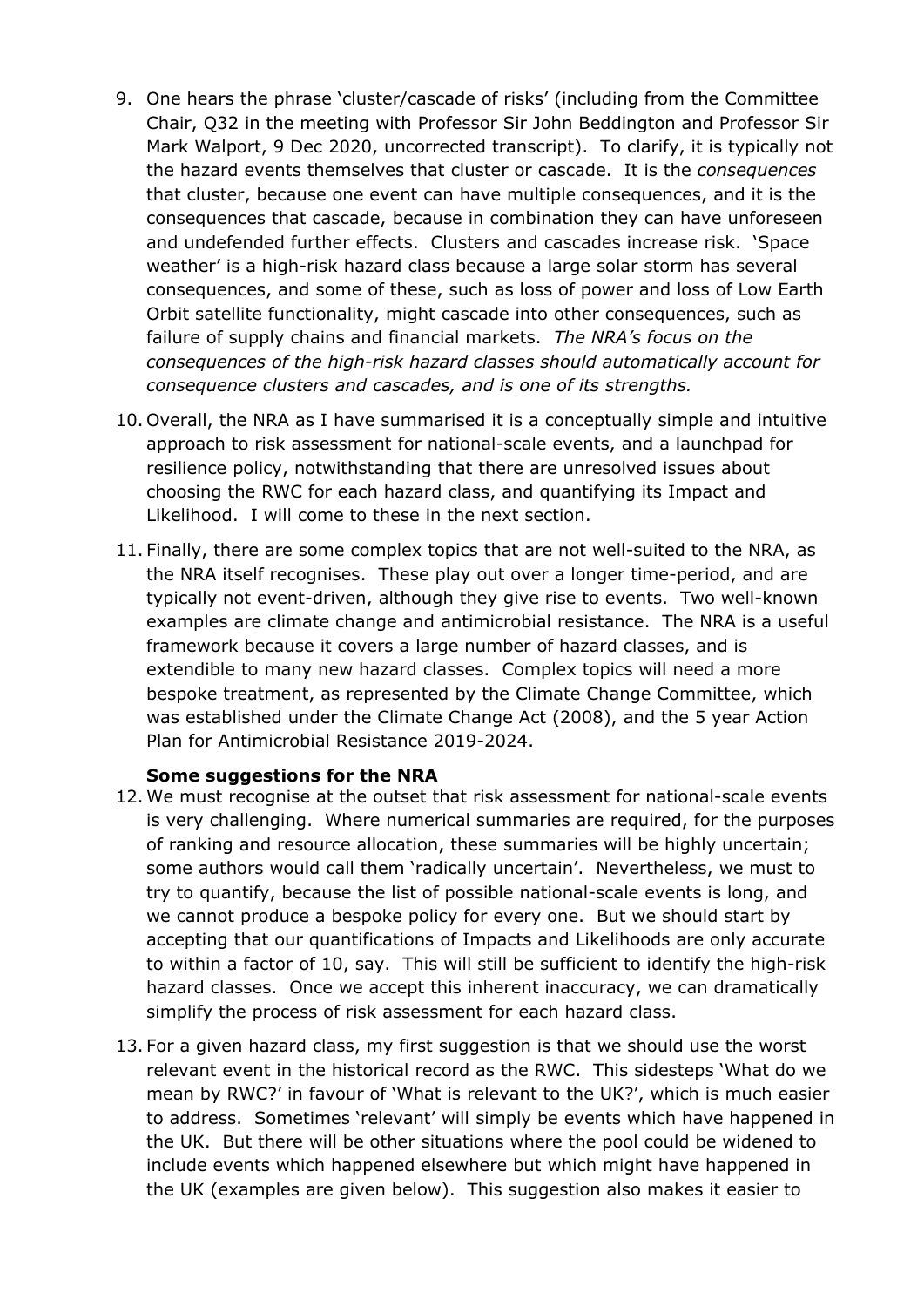9. One hears the phrase 'cluster/cascade of risks' (including from the Committee Chair, Q32 in the meeting with Professor Sir John Beddington and Professor Sir Mark Walport, 9 Dec 2020, uncorrected transcript). To clarify, it is typically not the hazard events themselves that cluster or cascade. It is the *consequences* that cluster, because one event can have multiple consequences, and it is the consequences that cascade, because in combination they can have unforeseen and undefended further effects. Clusters and cascades increase risk. 'Space weather' is a high-risk hazard class because a large solar storm has several consequences, and some of these, such as loss of power and loss of Low Earth Orbit satellite functionality, might cascade into other consequences, such as failure of supply chains and financial markets. *The NRA's focus on the consequences of the high-risk hazard classes should automatically account for consequence clusters and cascades, and is one of its strengths.*

10. Overall, the NRA as I have summarised it is a conceptually simple and intuitive approach to risk assessment for national-scale events, and a launchpad for resilience policy, notwithstanding that there are unresolved issues about choosing the RWC for each hazard class, and quantifying its Impact and Likelihood. I will come to these in the next section.

11. Finally, there are some complex topics that are not well-suited to the NRA, as the NRA itself recognises. These play out over a longer time-period, and are typically not event-driven, although they give rise to events. Two well-known examples are climate change and antimicrobial resistance. The NRA is a useful framework because it covers a large number of hazard classes, and is extendible to many new hazard classes. Complex topics will need a more bespoke treatment, as represented by the Climate Change Committee, which was established under the Climate Change Act (2008), and the 5 year Action Plan for Antimicrobial Resistance 2019-2024.

### Some suggestions for the NRA

12. We must recognise at the outset that risk assessment for national-scale events is very challenging. Where numerical summaries are required, for the purposes of ranking and resource allocation, these summaries will be highly uncertain; some authors would call them 'radically uncertain'. Nevertheless, we must to try to quantify, because the list of possible national-scale events is long, and we cannot produce a bespoke policy for every one. But we should start by accepting that our quantifications of Impacts and Likelihoods are only accurate to within a factor of 10, say. This will still be sufficient to identify the high-risk hazard classes. Once we accept this inherent inaccuracy, we can dramatically simplify the process of risk assessment for each hazard class.

13. For a given hazard class, my first suggestion is that we should use the worst relevant event in the historical record as the RWC. This sidesteps 'What do we mean by RWC?' in favour of 'What is relevant to the UK?', which is much easier to address. Sometimes 'relevant' will simply be events which have happened in the UK. But there will be other situations where the pool could be widened to include events which happened elsewhere but which might have happened in the UK (examples are given below). This suggestion also makes it easier to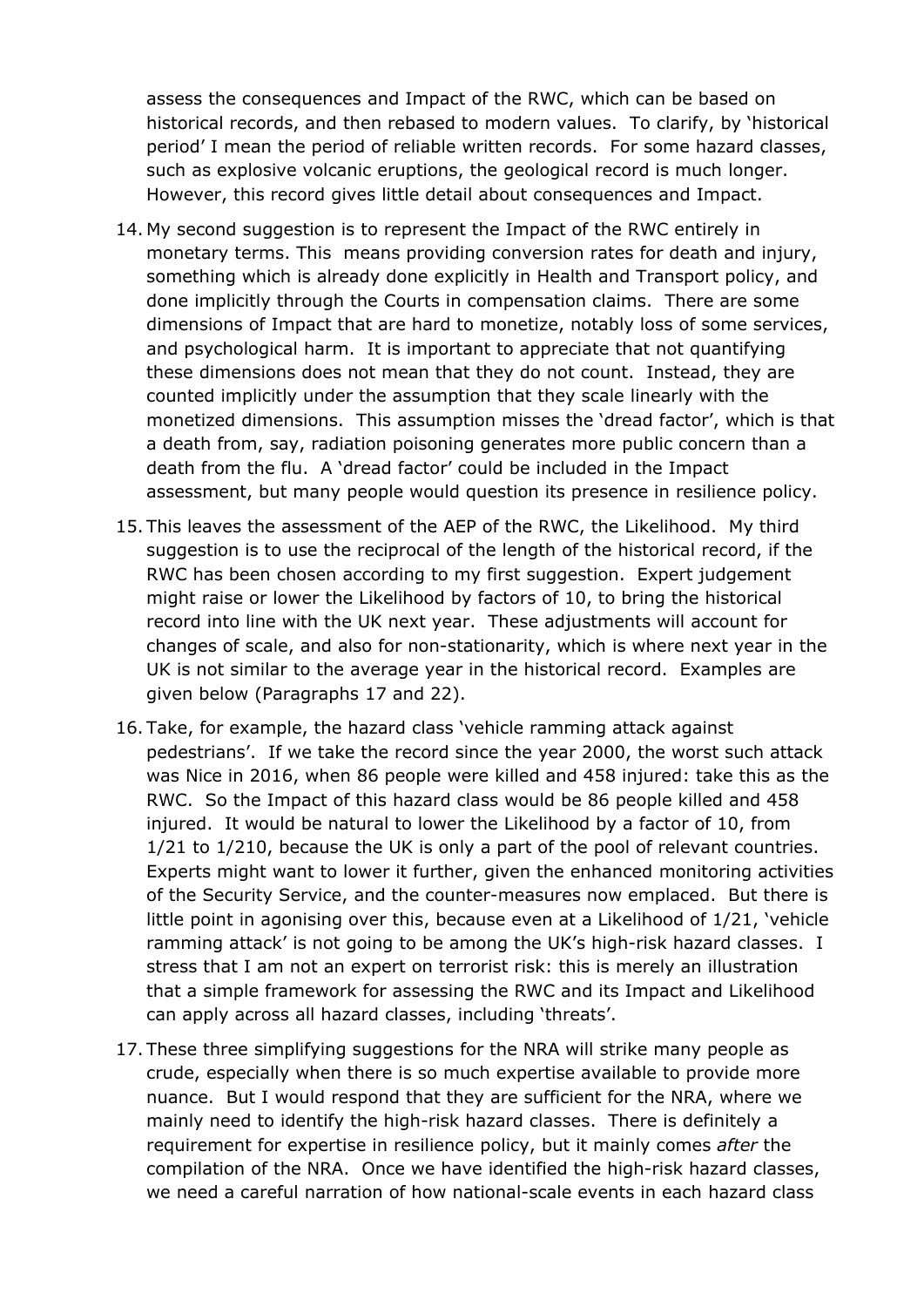assess the consequences and Impact of the RWC, which can be based on historical records, and then rebased to modern values. To clarify, by 'historical period' I mean the period of reliable written records. For some hazard classes, such as explosive volcanic eruptions, the geological record is much longer. However, this record gives little detail about consequences and Impact.

14. My second suggestion is to represent the Impact of the RWC entirely in monetary terms. This means providing conversion rates for death and injury, something which is already done explicitly in Health and Transport policy, and done implicitly through the Courts in compensation claims. There are some dimensions of Impact that are hard to monetize, notably loss of some services, and psychological harm. It is important to appreciate that not quantifying these dimensions does not mean that they do not count. Instead, they are counted implicitly under the assumption that they scale linearly with the monetized dimensions. This assumption misses the 'dread factor', which is that a death from, say, radiation poisoning generates more public concern than a death from the flu. A 'dread factor' could be included in the Impact assessment, but many people would question its presence in resilience policy.

15. This leaves the assessment of the AEP of the RWC, the Likelihood. My third suggestion is to use the reciprocal of the length of the historical record, if the RWC has been chosen according to my first suggestion. Expert judgement might raise or lower the Likelihood by factors of 10, to bring the historical record into line with the UK next year. These adjustments will account for changes of scale, and also for non-stationarity, which is where next year in the UK is not similar to the average year in the historical record. Examples are given below (Paragraphs 17 and 22).

16. Take, for example, the hazard class 'vehicle ramming attack against pedestrians'. If we take the record since the year 2000, the worst such attack was Nice in 2016, when 86 people were killed and 458 injured: take this as the RWC. So the Impact of this hazard class would be 86 people killed and 458 injured. It would be natural to lower the Likelihood by a factor of 10, from 1/21 to 1/210, because the UK is only a part of the pool of relevant countries. Experts might want to lower it further, given the enhanced monitoring activities of the Security Service, and the counter-measures now emplaced. But there is little point in agonising over this, because even at a Likelihood of 1/21, 'vehicle ramming attack' is not going to be among the UK's high-risk hazard classes. I stress that I am not an expert on terrorist risk: this is merely an illustration that a simple framework for assessing the RWC and its Impact and Likelihood can apply across all hazard classes, including 'threats'.

17. These three simplifying suggestions for the NRA will strike many people as crude, especially when there is so much expertise available to provide more nuance. But I would respond that they are sufficient for the NRA, where we mainly need to identify the high-risk hazard classes. There is definitely a requirement for expertise in resilience policy, but it mainly comes *after* the compilation of the NRA. Once we have identified the high-risk hazard classes, we need a careful narration of how national-scale events in each hazard class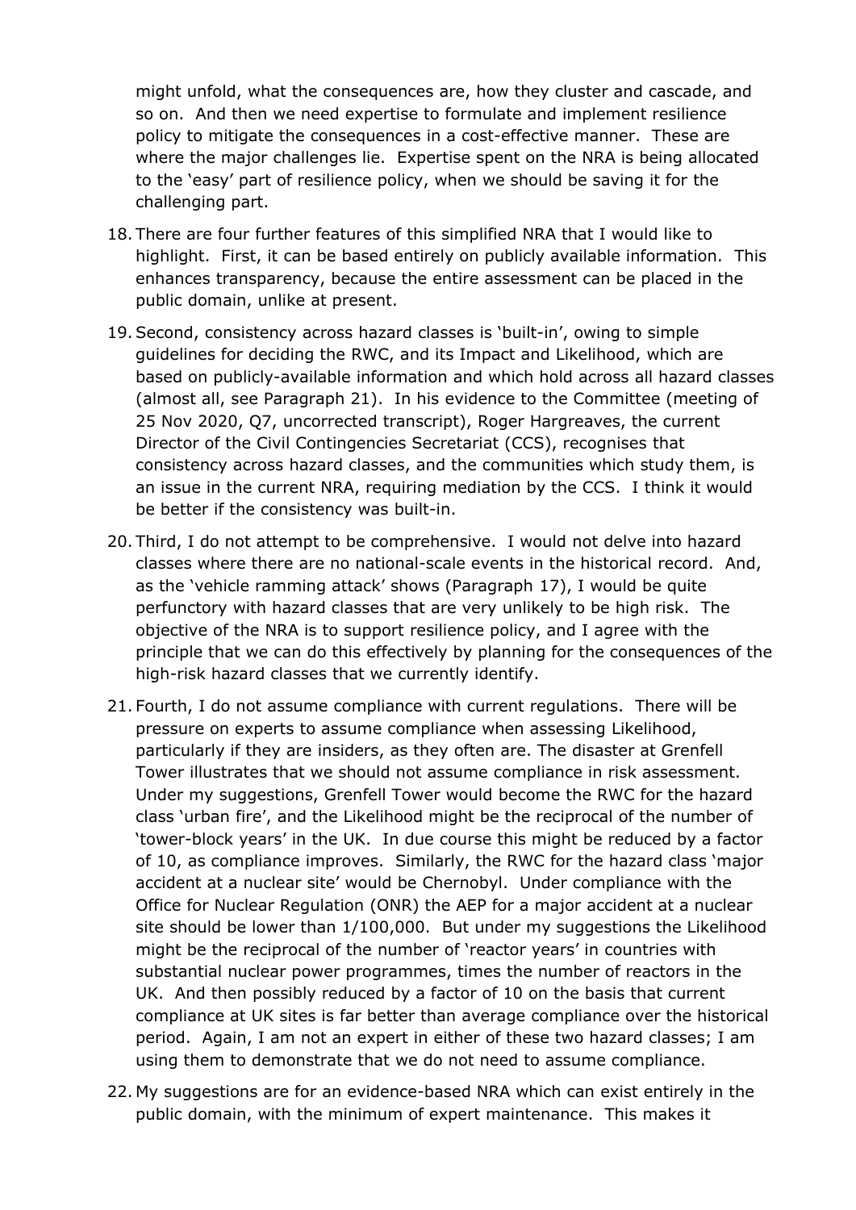might unfold, what the consequences are, how they cluster and cascade, and so on. And then we need expertise to formulate and implement resilience policy to mitigate the consequences in a cost-effective manner. These are where the major challenges lie. Expertise spent on the NRA is being allocated to the 'easy' part of resilience policy, when we should be saving it for the challenging part.

18. There are four further features of this simplified NRA that I would like to highlight. First, it can be based entirely on publicly available information. This enhances transparency, because the entire assessment can be placed in the public domain, unlike at present.

19. Second, consistency across hazard classes is 'built-in', owing to simple guidelines for deciding the RWC, and its Impact and Likelihood, which are based on publicly-available information and which hold across all hazard classes (almost all, see Paragraph 21). In his evidence to the Committee (meeting of 25 Nov 2020, Q7, uncorrected transcript), Roger Hargreaves, the current Director of the Civil Contingencies Secretariat (CCS), recognises that consistency across hazard classes, and the communities which study them, is an issue in the current NRA, requiring mediation by the CCS. I think it would be better if the consistency was built-in.

20. Third, I do not attempt to be comprehensive. I would not delve into hazard classes where there are no national-scale events in the historical record. And, as the 'vehicle ramming attack' shows (Paragraph 17), I would be quite perfunctory with hazard classes that are very unlikely to be high risk. The objective of the NRA is to support resilience policy, and I agree with the principle that we can do this effectively by planning for the consequences of the high-risk hazard classes that we currently identify.

21. Fourth, I do not assume compliance with current regulations. There will be pressure on experts to assume compliance when assessing Likelihood, particularly if they are insiders, as they often are. The disaster at Grenfell Tower illustrates that we should not assume compliance in risk assessment. Under my suggestions, Grenfell Tower would become the RWC for the hazard class 'urban fire', and the Likelihood might be the reciprocal of the number of 'tower-block years' in the UK. In due course this might be reduced by a factor of 10, as compliance improves. Similarly, the RWC for the hazard class 'major accident at a nuclear site' would be Chernobyl. Under compliance with the Office for Nuclear Regulation (ONR) the AEP for a major accident at a nuclear site should be lower than 1/100,000. But under my suggestions the Likelihood might be the reciprocal of the number of 'reactor years' in countries with substantial nuclear power programmes, times the number of reactors in the UK. And then possibly reduced by a factor of 10 on the basis that current compliance at UK sites is far better than average compliance over the historical period. Again, I am not an expert in either of these two hazard classes; I am using them to demonstrate that we do not need to assume compliance.

22. My suggestions are for an evidence-based NRA which can exist entirely in the public domain, with the minimum of expert maintenance. This makes it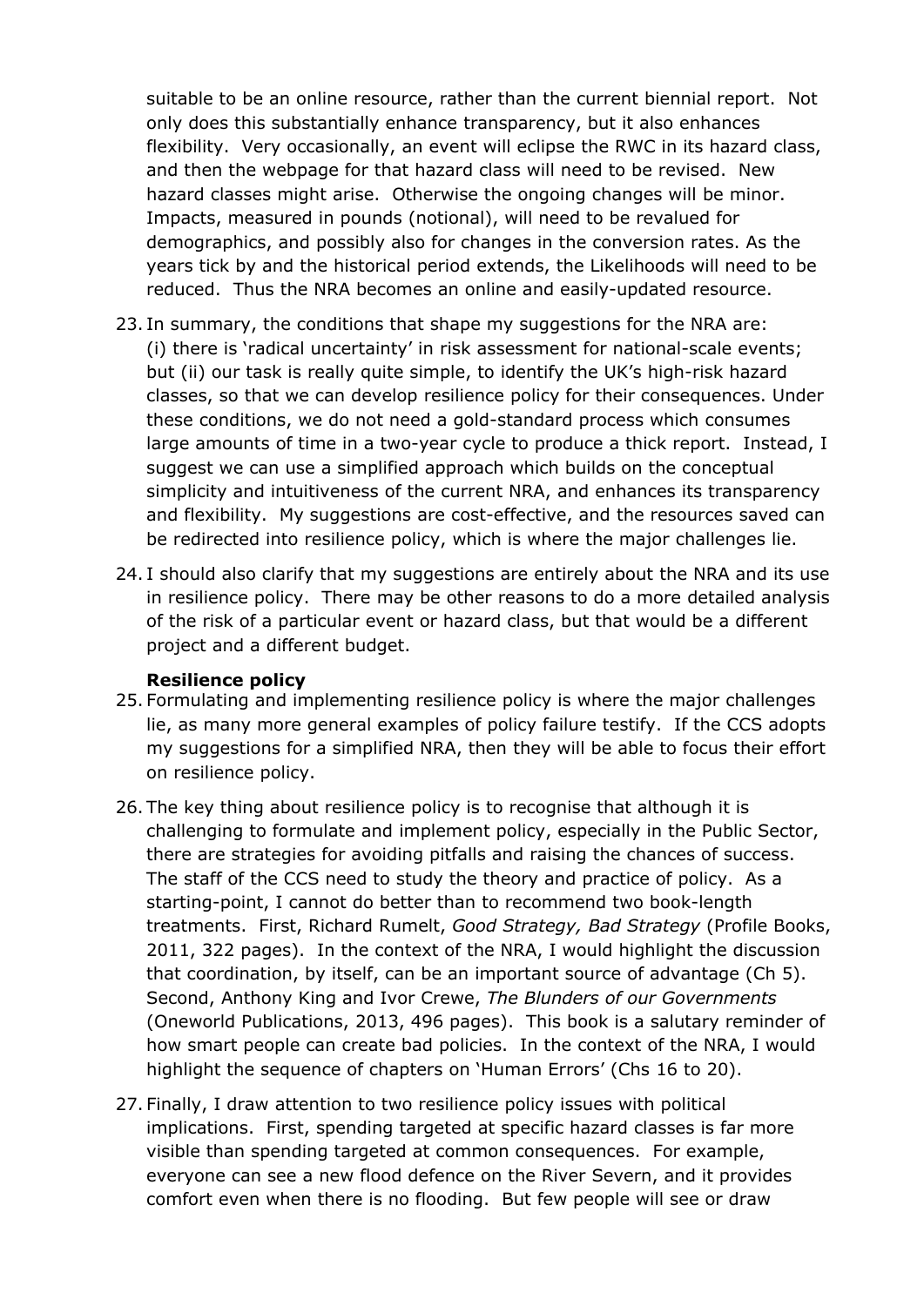suitable to be an online resource, rather than the current biennial report. Not only does this substantially enhance transparency, but it also enhances flexibility. Very occasionally, an event will eclipse the RWC in its hazard class, and then the webpage for that hazard class will need to be revised. New hazard classes might arise. Otherwise the ongoing changes will be minor. Impacts, measured in pounds (notional), will need to be revalued for demographics, and possibly also for changes in the conversion rates. As the years tick by and the historical period extends, the Likelihoods will need to be reduced. Thus the NRA becomes an online and easily-updated resource.

23. In summary, the conditions that shape my suggestions for the NRA are: (i) there is 'radical uncertainty' in risk assessment for national-scale events; but (ii) our task is really quite simple, to identify the UK's high-risk hazard classes, so that we can develop resilience policy for their consequences. Under these conditions, we do not need a gold-standard process which consumes large amounts of time in a two-year cycle to produce a thick report. Instead, I suggest we can use a simplified approach which builds on the conceptual simplicity and intuitiveness of the current NRA, and enhances its transparency and flexibility. My suggestions are cost-effective, and the resources saved can be redirected into resilience policy, which is where the major challenges lie.

24. I should also clarify that my suggestions are entirely about the NRA and its use in resilience policy. There may be other reasons to do a more detailed analysis of the risk of a particular event or hazard class, but that would be a different project and a different budget.

**Resilience policy**

25. Formulating and implementing resilience policy is where the major challenges lie, as many more general examples of policy failure testify. If the CCS adopts my suggestions for a simplified NRA, then they will be able to focus their effort on resilience policy.

26. The key thing about resilience policy is to recognise that although it is challenging to formulate and implement policy, especially in the Public Sector, there are strategies for avoiding pitfalls and raising the chances of success. The staff of the CCS need to study the theory and practice of policy. As a starting-point, I cannot do better than to recommend two book-length treatments. First, Richard Rumelt, *Good Strategy, Bad Strategy* (Profile Books, 2011, 322 pages). In the context of the NRA, I would highlight the discussion that coordination, by itself, can be an important source of advantage (Ch 5). Second, Anthony King and Ivor Crewe, *The Blunders of our Governments* (Oneworld Publications, 2013, 496 pages). This book is a salutary reminder of how smart people can create bad policies. In the context of the NRA, I would highlight the sequence of chapters on 'Human Errors' (Chs 16 to 20).

27. Finally, I draw attention to two resilience policy issues with political implications. First, spending targeted at specific hazard classes is far more visible than spending targeted at common consequences. For example, everyone can see a new flood defence on the River Severn, and it provides comfort even when there is no flooding. But few people will see or draw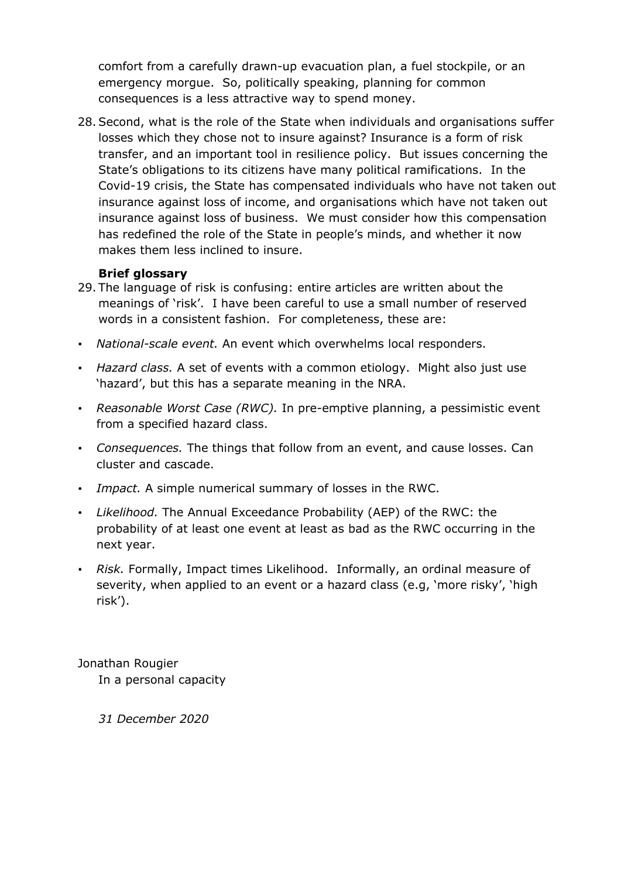comfort from a carefully drawn-up evacuation plan, a fuel stockpile, or an emergency morgue. So, politically speaking, planning for common consequences is a less attractive way to spend money.

28. Second, what is the role of the State when individuals and organisations suffer losses which they chose not to insure against? Insurance is a form of risk transfer, and an important tool in resilience policy. But issues concerning the State's obligations to its citizens have many political ramifications. In the Covid-19 crisis, the State has compensated individuals who have not taken out insurance against loss of income, and organisations which have not taken out insurance against loss of business. We must consider how this compensation has redefined the role of the State in people's minds, and whether it now makes them less inclined to insure.

**Brief glossary**

29. The language of risk is confusing: entire articles are written about the meanings of 'risk'. I have been careful to use a small number of reserved words in a consistent fashion. For completeness, these are:

- *National-scale event.* An event which overwhelms local responders.
- *Hazard class.* A set of events with a common etiology. Might also just use 'hazard', but this has a separate meaning in the NRA.
- *Reasonable Worst Case (RWC).* In pre-emptive planning, a pessimistic event from a specified hazard class.
- *Consequences.* The things that follow from an event, and cause losses. Can cluster and cascade.
- *Impact.* A simple numerical summary of losses in the RWC.
- *Likelihood.* The Annual Exceedance Probability (AEP) of the RWC: the probability of at least one event at least as bad as the RWC occurring in the next year.
- *Risk.* Formally, Impact times Likelihood. Informally, an ordinal measure of severity, when applied to an event or a hazard class (e.g, 'more risky', 'high risk').

Jonathan Rougier
In a personal capacity

*31 December 2020*